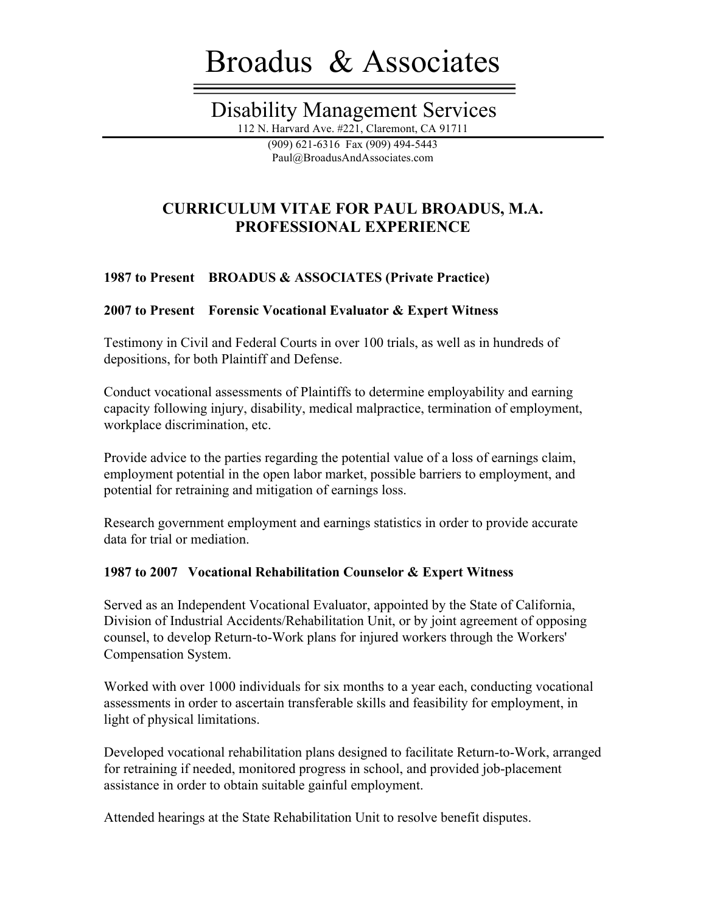# Broadus & Associates

## Disability Management Services

112 N. Harvard Ave. #221, Claremont, CA 91711

(909) 621-6316 Fax (909) 494-5443

Paul@BroadusAndAssociates.com

## CURRICULUM VITAE FOR PAUL BROADUS, M.A.
## PROFESSIONAL EXPERIENCE

**1987 to Present BROADUS & ASSOCIATES (Private Practice)**

**2007 to Present Forensic Vocational Evaluator & Expert Witness**

Testimony in Civil and Federal Courts in over 100 trials, as well as in hundreds of depositions, for both Plaintiff and Defense.

Conduct vocational assessments of Plaintiffs to determine employability and earning capacity following injury, disability, medical malpractice, termination of employment, workplace discrimination, etc.

Provide advice to the parties regarding the potential value of a loss of earnings claim, employment potential in the open labor market, possible barriers to employment, and potential for retraining and mitigation of earnings loss.

Research government employment and earnings statistics in order to provide accurate data for trial or mediation.

**1987 to 2007 Vocational Rehabilitation Counselor & Expert Witness**

Served as an Independent Vocational Evaluator, appointed by the State of California, Division of Industrial Accidents/Rehabilitation Unit, or by joint agreement of opposing counsel, to develop Return-to-Work plans for injured workers through the Workers' Compensation System.

Worked with over 1000 individuals for six months to a year each, conducting vocational assessments in order to ascertain transferable skills and feasibility for employment, in light of physical limitations.

Developed vocational rehabilitation plans designed to facilitate Return-to-Work, arranged for retraining if needed, monitored progress in school, and provided job-placement assistance in order to obtain suitable gainful employment.

Attended hearings at the State Rehabilitation Unit to resolve benefit disputes.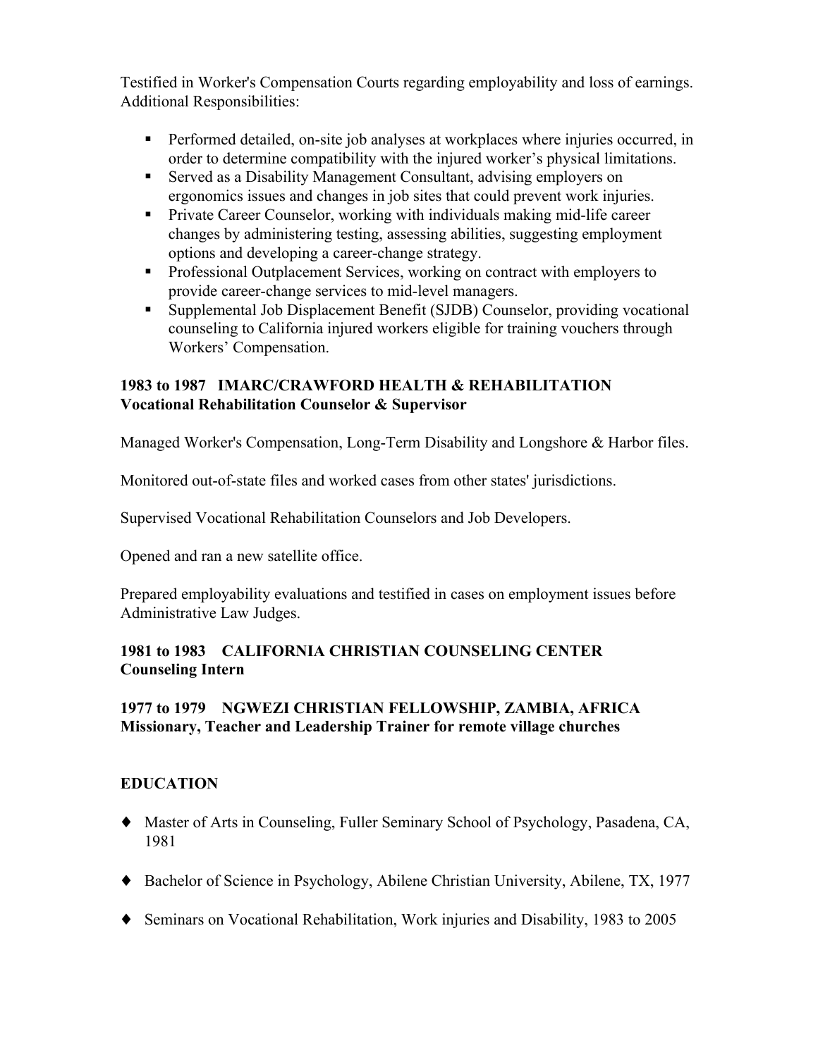Testified in Worker's Compensation Courts regarding employability and loss of earnings.
Additional Responsibilities:

- Performed detailed, on-site job analyses at workplaces where injuries occurred, in order to determine compatibility with the injured worker's physical limitations.
- Served as a Disability Management Consultant, advising employers on ergonomics issues and changes in job sites that could prevent work injuries.
- Private Career Counselor, working with individuals making mid-life career changes by administering testing, assessing abilities, suggesting employment options and developing a career-change strategy.
- Professional Outplacement Services, working on contract with employers to provide career-change services to mid-level managers.
- Supplemental Job Displacement Benefit (SJDB) Counselor, providing vocational counseling to California injured workers eligible for training vouchers through Workers' Compensation.

**1983 to 1987 IMARC/CRAWFORD HEALTH & REHABILITATION**
**Vocational Rehabilitation Counselor & Supervisor**

Managed Worker's Compensation, Long-Term Disability and Longshore & Harbor files.

Monitored out-of-state files and worked cases from other states' jurisdictions.

Supervised Vocational Rehabilitation Counselors and Job Developers.

Opened and ran a new satellite office.

Prepared employability evaluations and testified in cases on employment issues before Administrative Law Judges.

**1981 to 1983 CALIFORNIA CHRISTIAN COUNSELING CENTER**
**Counseling Intern**

**1977 to 1979 NGWEZI CHRISTIAN FELLOWSHIP, ZAMBIA, AFRICA**
**Missionary, Teacher and Leadership Trainer for remote village churches**

## EDUCATION

- Master of Arts in Counseling, Fuller Seminary School of Psychology, Pasadena, CA, 1981
- Bachelor of Science in Psychology, Abilene Christian University, Abilene, TX, 1977
- Seminars on Vocational Rehabilitation, Work injuries and Disability, 1983 to 2005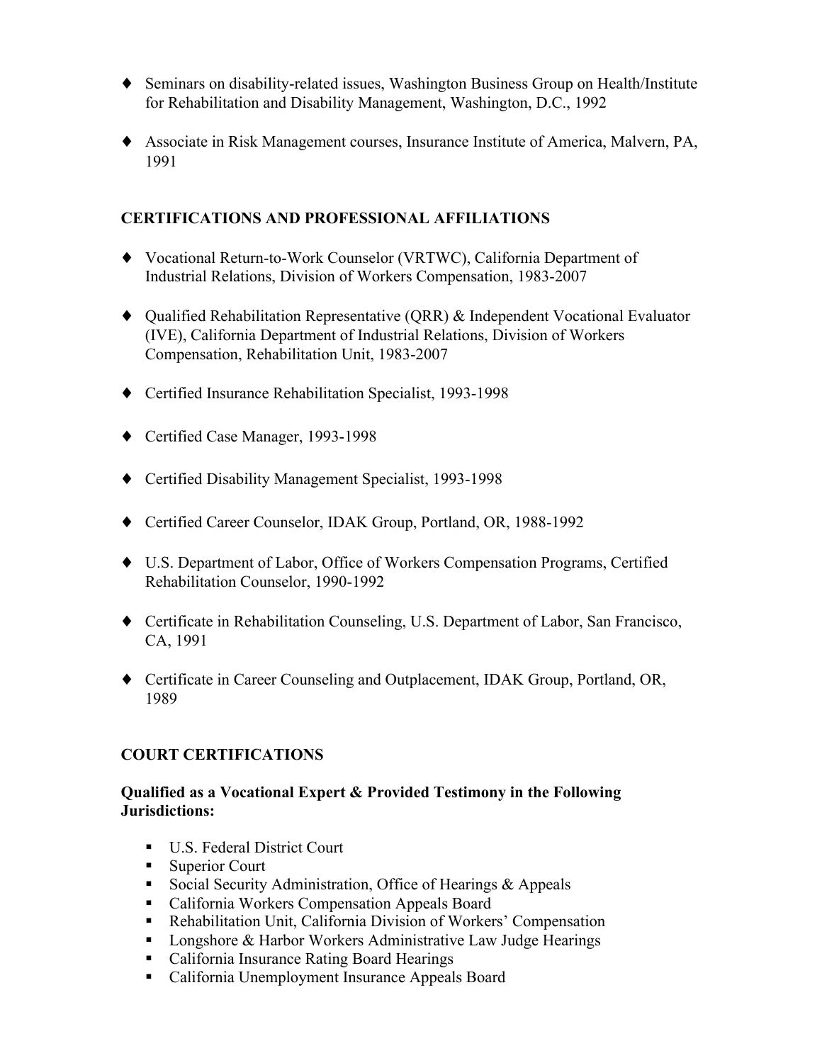- Seminars on disability-related issues, Washington Business Group on Health/Institute for Rehabilitation and Disability Management, Washington, D.C., 1992

- Associate in Risk Management courses, Insurance Institute of America, Malvern, PA, 1991

## CERTIFICATIONS AND PROFESSIONAL AFFILIATIONS

- Vocational Return-to-Work Counselor (VRTWC), California Department of Industrial Relations, Division of Workers Compensation, 1983-2007

- Qualified Rehabilitation Representative (QRR) & Independent Vocational Evaluator (IVE), California Department of Industrial Relations, Division of Workers Compensation, Rehabilitation Unit, 1983-2007

- Certified Insurance Rehabilitation Specialist, 1993-1998

- Certified Case Manager, 1993-1998

- Certified Disability Management Specialist, 1993-1998

- Certified Career Counselor, IDAK Group, Portland, OR, 1988-1992

- U.S. Department of Labor, Office of Workers Compensation Programs, Certified Rehabilitation Counselor, 1990-1992

- Certificate in Rehabilitation Counseling, U.S. Department of Labor, San Francisco, CA, 1991

- Certificate in Career Counseling and Outplacement, IDAK Group, Portland, OR, 1989

## COURT CERTIFICATIONS

**Qualified as a Vocational Expert & Provided Testimony in the Following Jurisdictions:**

- U.S. Federal District Court
- Superior Court
- Social Security Administration, Office of Hearings & Appeals
- California Workers Compensation Appeals Board
- Rehabilitation Unit, California Division of Workers' Compensation
- Longshore & Harbor Workers Administrative Law Judge Hearings
- California Insurance Rating Board Hearings
- California Unemployment Insurance Appeals Board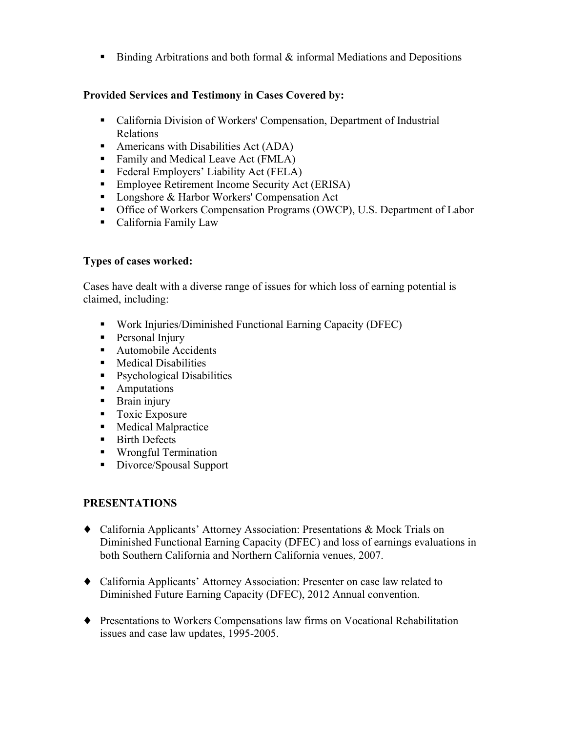- Binding Arbitrations and both formal & informal Mediations and Depositions

**Provided Services and Testimony in Cases Covered by:**

- California Division of Workers' Compensation, Department of Industrial Relations
- Americans with Disabilities Act (ADA)
- Family and Medical Leave Act (FMLA)
- Federal Employers' Liability Act (FELA)
- Employee Retirement Income Security Act (ERISA)
- Longshore & Harbor Workers' Compensation Act
- Office of Workers Compensation Programs (OWCP), U.S. Department of Labor
- California Family Law

**Types of cases worked:**

Cases have dealt with a diverse range of issues for which loss of earning potential is claimed, including:

- Work Injuries/Diminished Functional Earning Capacity (DFEC)
- Personal Injury
- Automobile Accidents
- Medical Disabilities
- Psychological Disabilities
- Amputations
- Brain injury
- Toxic Exposure
- Medical Malpractice
- Birth Defects
- Wrongful Termination
- Divorce/Spousal Support

**PRESENTATIONS**

- California Applicants' Attorney Association: Presentations & Mock Trials on Diminished Functional Earning Capacity (DFEC) and loss of earnings evaluations in both Southern California and Northern California venues, 2007.

- California Applicants' Attorney Association: Presenter on case law related to Diminished Future Earning Capacity (DFEC), 2012 Annual convention.

- Presentations to Workers Compensations law firms on Vocational Rehabilitation issues and case law updates, 1995-2005.